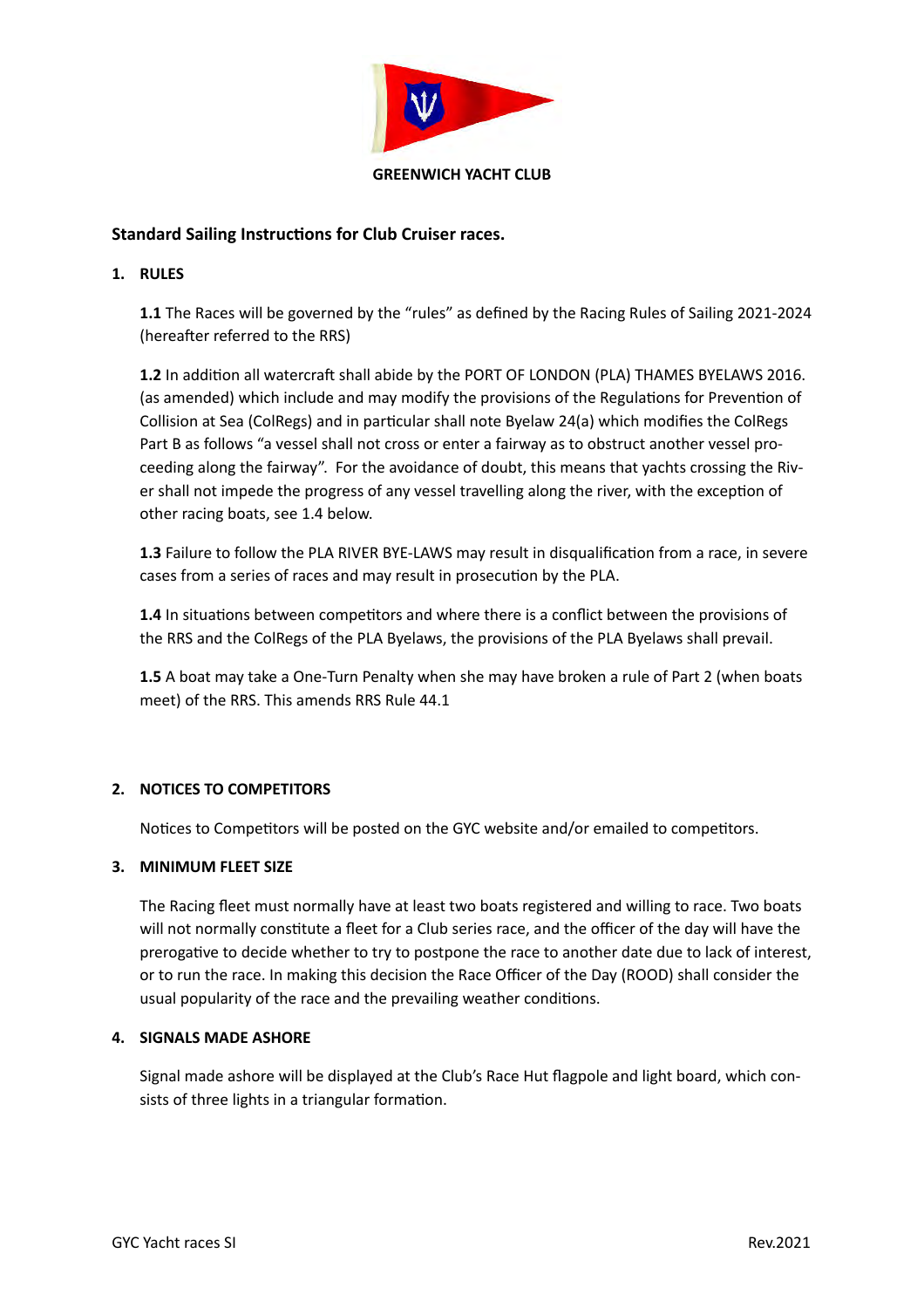**GREENWICH YACHT CLUB**

## Standard Sailing Instructions for Club Cruiser races.

### 1. RULES

**1.1** The Races will be governed by the "rules" as defined by the Racing Rules of Sailing 2021-2024 (hereafter referred to the RRS)

**1.2** In addition all watercraft shall abide by the PORT OF LONDON (PLA) THAMES BYELAWS 2016. (as amended) which include and may modify the provisions of the Regulations for Prevention of Collision at Sea (ColRegs) and in particular shall note Byelaw 24(a) which modifies the ColRegs Part B as follows "a vessel shall not cross or enter a fairway as to obstruct another vessel proceeding along the fairway". For the avoidance of doubt, this means that yachts crossing the River shall not impede the progress of any vessel travelling along the river, with the exception of other racing boats, see 1.4 below.

**1.3** Failure to follow the PLA RIVER BYE-LAWS may result in disqualification from a race, in severe cases from a series of races and may result in prosecution by the PLA.

**1.4** In situations between competitors and where there is a conflict between the provisions of the RRS and the ColRegs of the PLA Byelaws, the provisions of the PLA Byelaws shall prevail.

**1.5** A boat may take a One-Turn Penalty when she may have broken a rule of Part 2 (when boats meet) of the RRS. This amends RRS Rule 44.1

### 2. NOTICES TO COMPETITORS

Notices to Competitors will be posted on the GYC website and/or emailed to competitors.

### 3. MINIMUM FLEET SIZE

The Racing fleet must normally have at least two boats registered and willing to race. Two boats will not normally constitute a fleet for a Club series race, and the officer of the day will have the prerogative to decide whether to try to postpone the race to another date due to lack of interest, or to run the race. In making this decision the Race Officer of the Day (ROOD) shall consider the usual popularity of the race and the prevailing weather conditions.

### 4. SIGNALS MADE ASHORE

Signal made ashore will be displayed at the Club's Race Hut flagpole and light board, which consists of three lights in a triangular formation.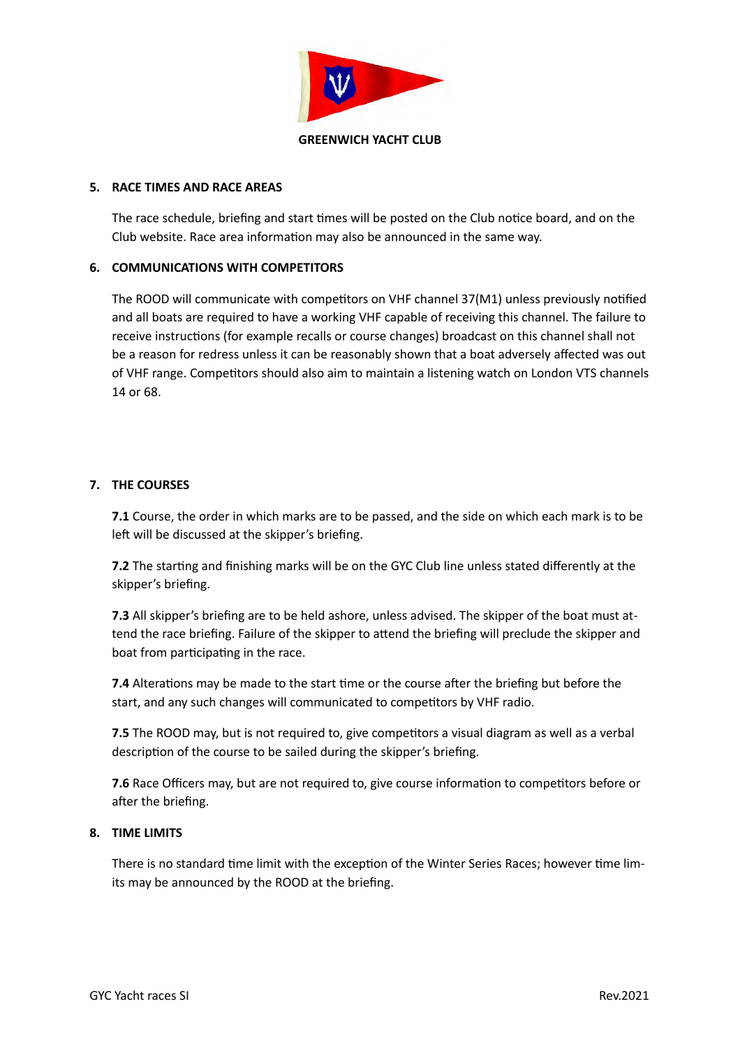**GREENWICH YACHT CLUB**

## 5. RACE TIMES AND RACE AREAS

The race schedule, briefing and start times will be posted on the Club notice board, and on the Club website. Race area information may also be announced in the same way.

## 6. COMMUNICATIONS WITH COMPETITORS

The ROOD will communicate with competitors on VHF channel 37(M1) unless previously notified and all boats are required to have a working VHF capable of receiving this channel. The failure to receive instructions (for example recalls or course changes) broadcast on this channel shall not be a reason for redress unless it can be reasonably shown that a boat adversely affected was out of VHF range. Competitors should also aim to maintain a listening watch on London VTS channels 14 or 68.

## 7. THE COURSES

**7.1** Course, the order in which marks are to be passed, and the side on which each mark is to be left will be discussed at the skipper's briefing.

**7.2** The starting and finishing marks will be on the GYC Club line unless stated differently at the skipper's briefing.

**7.3** All skipper's briefing are to be held ashore, unless advised. The skipper of the boat must attend the race briefing. Failure of the skipper to attend the briefing will preclude the skipper and boat from participating in the race.

**7.4** Alterations may be made to the start time or the course after the briefing but before the start, and any such changes will communicated to competitors by VHF radio.

**7.5** The ROOD may, but is not required to, give competitors a visual diagram as well as a verbal description of the course to be sailed during the skipper's briefing.

**7.6** Race Officers may, but are not required to, give course information to competitors before or after the briefing.

## 8. TIME LIMITS

There is no standard time limit with the exception of the Winter Series Races; however time limits may be announced by the ROOD at the briefing.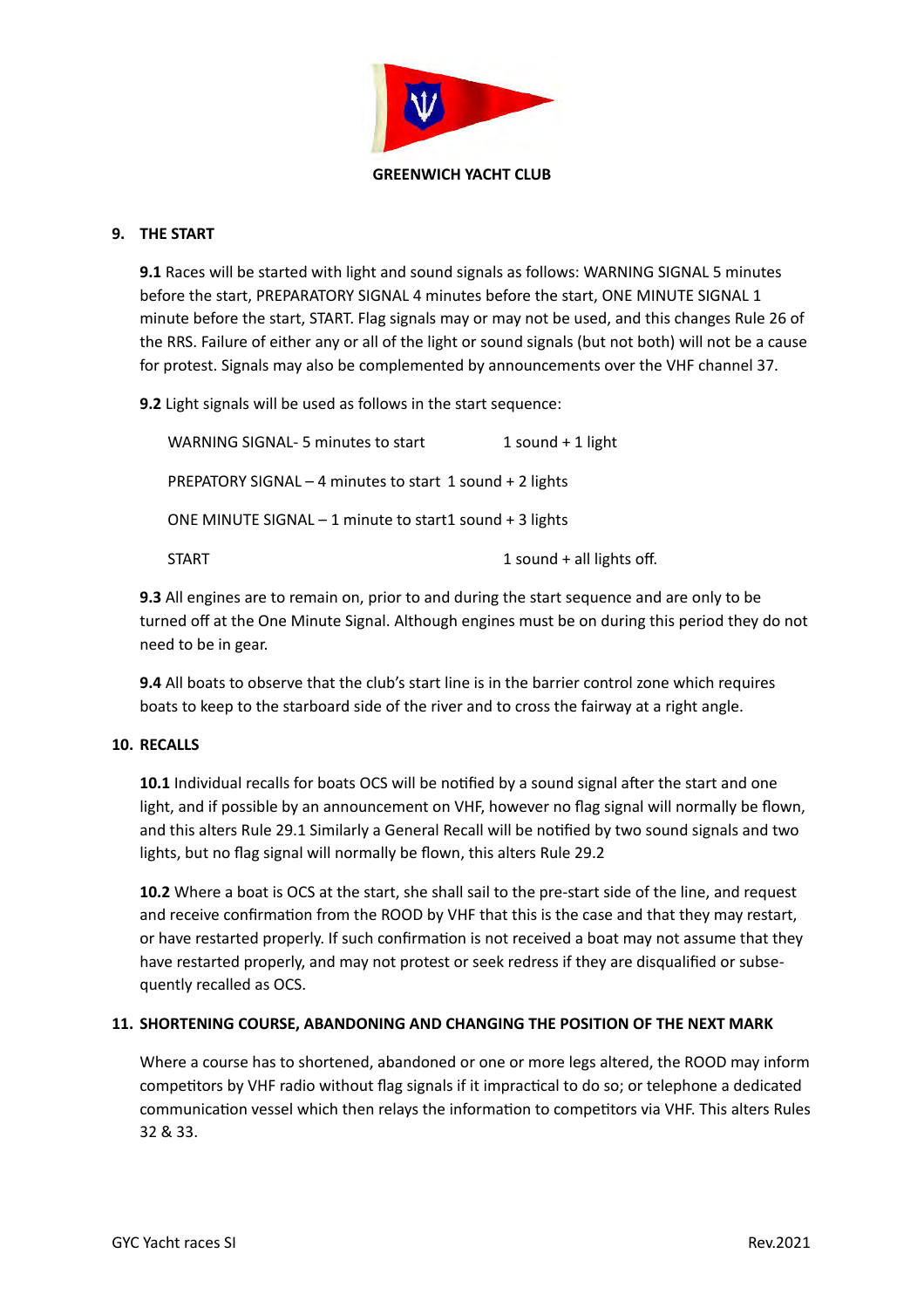GREENWICH YACHT CLUB

## 9. THE START

**9.1** Races will be started with light and sound signals as follows: WARNING SIGNAL 5 minutes before the start, PREPARATORY SIGNAL 4 minutes before the start, ONE MINUTE SIGNAL 1 minute before the start, START. Flag signals may or may not be used, and this changes Rule 26 of the RRS. Failure of either any or all of the light or sound signals (but not both) will not be a cause for protest. Signals may also be complemented by announcements over the VHF channel 37.

**9.2** Light signals will be used as follows in the start sequence:

| | |
|---|---|
| WARNING SIGNAL- 5 minutes to start | 1 sound + 1 light |
| PREPATORY SIGNAL – 4 minutes to start | 1 sound + 2 lights |
| ONE MINUTE SIGNAL – 1 minute to start | 1 sound + 3 lights |
| START | 1 sound + all lights off. |

**9.3** All engines are to remain on, prior to and during the start sequence and are only to be turned off at the One Minute Signal. Although engines must be on during this period they do not need to be in gear.

**9.4** All boats to observe that the club's start line is in the barrier control zone which requires boats to keep to the starboard side of the river and to cross the fairway at a right angle.

## 10. RECALLS

**10.1** Individual recalls for boats OCS will be notified by a sound signal after the start and one light, and if possible by an announcement on VHF, however no flag signal will normally be flown, and this alters Rule 29.1 Similarly a General Recall will be notified by two sound signals and two lights, but no flag signal will normally be flown, this alters Rule 29.2

**10.2** Where a boat is OCS at the start, she shall sail to the pre-start side of the line, and request and receive confirmation from the ROOD by VHF that this is the case and that they may restart, or have restarted properly. If such confirmation is not received a boat may not assume that they have restarted properly, and may not protest or seek redress if they are disqualified or subsequently recalled as OCS.

## 11. SHORTENING COURSE, ABANDONING AND CHANGING THE POSITION OF THE NEXT MARK

Where a course has to shortened, abandoned or one or more legs altered, the ROOD may inform competitors by VHF radio without flag signals if it impractical to do so; or telephone a dedicated communication vessel which then relays the information to competitors via VHF. This alters Rules 32 & 33.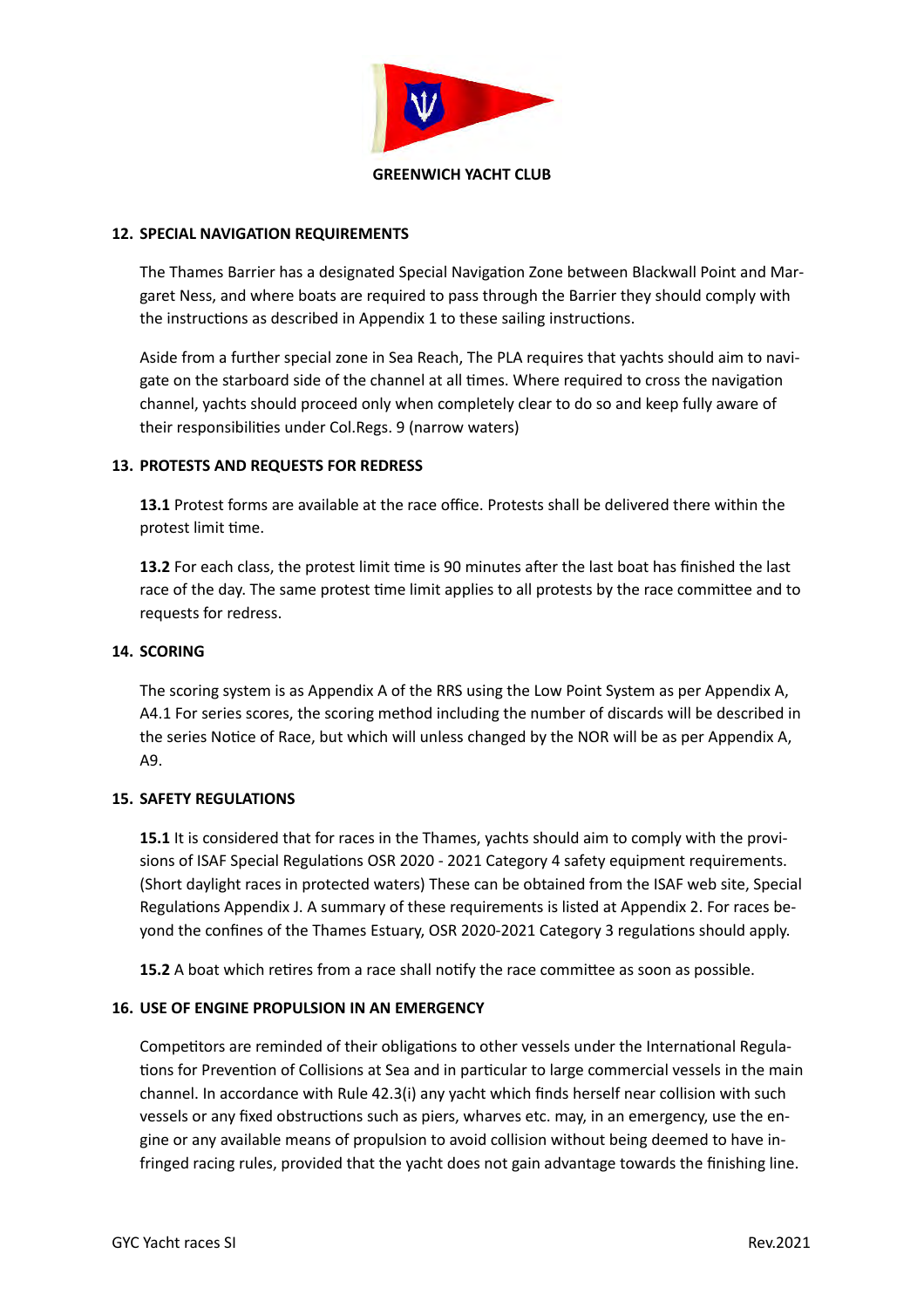**GREENWICH YACHT CLUB**

## 12. SPECIAL NAVIGATION REQUIREMENTS

The Thames Barrier has a designated Special Navigation Zone between Blackwall Point and Margaret Ness, and where boats are required to pass through the Barrier they should comply with the instructions as described in Appendix 1 to these sailing instructions.

Aside from a further special zone in Sea Reach, The PLA requires that yachts should aim to navigate on the starboard side of the channel at all times. Where required to cross the navigation channel, yachts should proceed only when completely clear to do so and keep fully aware of their responsibilities under Col.Regs. 9 (narrow waters)

## 13. PROTESTS AND REQUESTS FOR REDRESS

**13.1** Protest forms are available at the race office. Protests shall be delivered there within the protest limit time.

**13.2** For each class, the protest limit time is 90 minutes after the last boat has finished the last race of the day. The same protest time limit applies to all protests by the race committee and to requests for redress.

## 14. SCORING

The scoring system is as Appendix A of the RRS using the Low Point System as per Appendix A, A4.1 For series scores, the scoring method including the number of discards will be described in the series Notice of Race, but which will unless changed by the NOR will be as per Appendix A, A9.

## 15. SAFETY REGULATIONS

**15.1** It is considered that for races in the Thames, yachts should aim to comply with the provisions of ISAF Special Regulations OSR 2020 - 2021 Category 4 safety equipment requirements. (Short daylight races in protected waters) These can be obtained from the ISAF web site, Special Regulations Appendix J. A summary of these requirements is listed at Appendix 2. For races beyond the confines of the Thames Estuary, OSR 2020-2021 Category 3 regulations should apply.

**15.2** A boat which retires from a race shall notify the race committee as soon as possible.

## 16. USE OF ENGINE PROPULSION IN AN EMERGENCY

Competitors are reminded of their obligations to other vessels under the International Regulations for Prevention of Collisions at Sea and in particular to large commercial vessels in the main channel. In accordance with Rule 42.3(i) any yacht which finds herself near collision with such vessels or any fixed obstructions such as piers, wharves etc. may, in an emergency, use the engine or any available means of propulsion to avoid collision without being deemed to have infringed racing rules, provided that the yacht does not gain advantage towards the finishing line.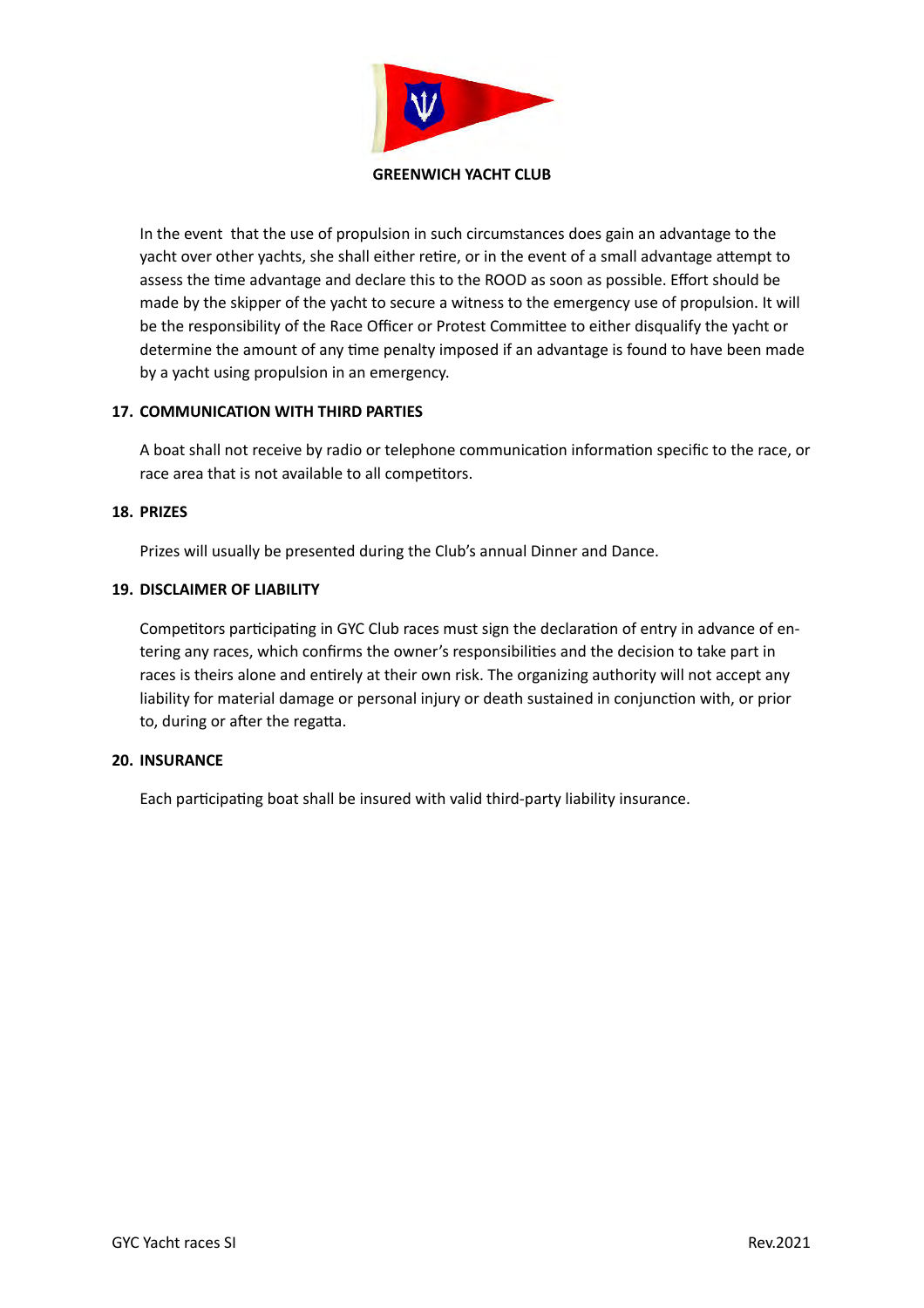In the event that the use of propulsion in such circumstances does gain an advantage to the yacht over other yachts, she shall either retire, or in the event of a small advantage attempt to assess the time advantage and declare this to the ROOD as soon as possible. Effort should be made by the skipper of the yacht to secure a witness to the emergency use of propulsion. It will be the responsibility of the Race Officer or Protest Committee to either disqualify the yacht or determine the amount of any time penalty imposed if an advantage is found to have been made by a yacht using propulsion in an emergency.

## 17. COMMUNICATION WITH THIRD PARTIES

A boat shall not receive by radio or telephone communication information specific to the race, or race area that is not available to all competitors.

## 18. PRIZES

Prizes will usually be presented during the Club's annual Dinner and Dance.

## 19. DISCLAIMER OF LIABILITY

Competitors participating in GYC Club races must sign the declaration of entry in advance of entering any races, which confirms the owner's responsibilities and the decision to take part in races is theirs alone and entirely at their own risk. The organizing authority will not accept any liability for material damage or personal injury or death sustained in conjunction with, or prior to, during or after the regatta.

## 20. INSURANCE

Each participating boat shall be insured with valid third-party liability insurance.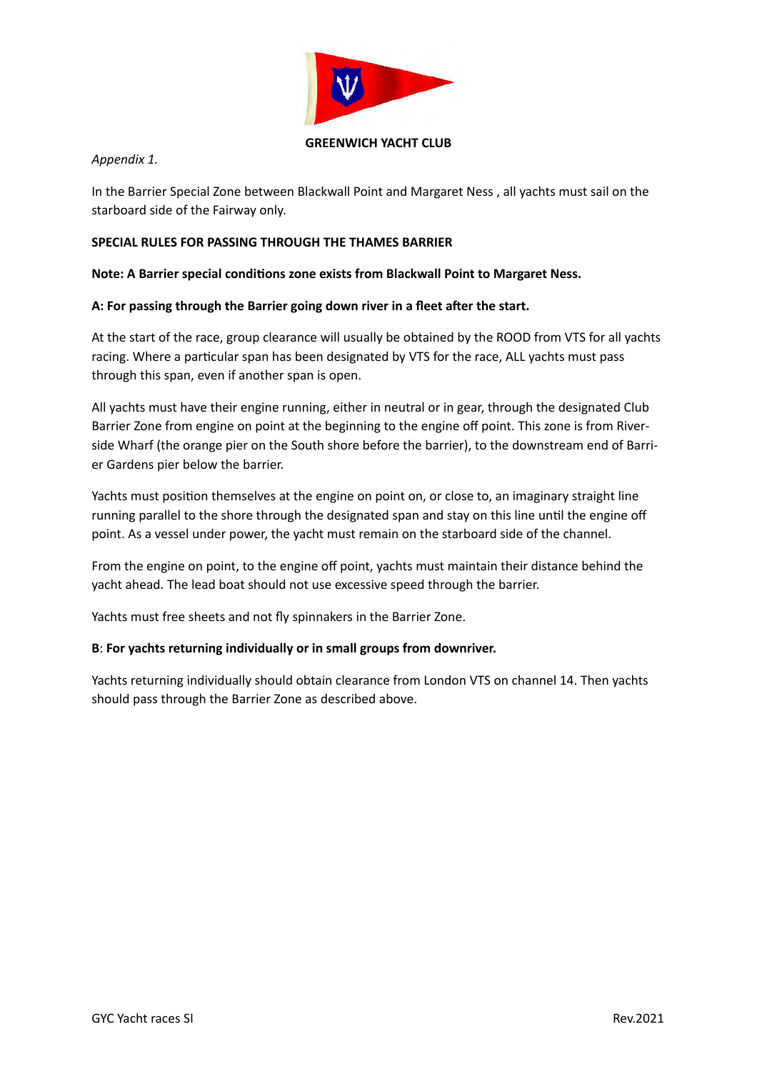**GREENWICH YACHT CLUB**

*Appendix 1.*

In the Barrier Special Zone between Blackwall Point and Margaret Ness , all yachts must sail on the starboard side of the Fairway only.

**SPECIAL RULES FOR PASSING THROUGH THE THAMES BARRIER**

**Note: A Barrier special conditions zone exists from Blackwall Point to Margaret Ness.**

**A: For passing through the Barrier going down river in a fleet after the start.**

At the start of the race, group clearance will usually be obtained by the ROOD from VTS for all yachts racing. Where a particular span has been designated by VTS for the race, ALL yachts must pass through this span, even if another span is open.

All yachts must have their engine running, either in neutral or in gear, through the designated Club Barrier Zone from engine on point at the beginning to the engine off point. This zone is from Riverside Wharf (the orange pier on the South shore before the barrier), to the downstream end of Barrier Gardens pier below the barrier.

Yachts must position themselves at the engine on point on, or close to, an imaginary straight line running parallel to the shore through the designated span and stay on this line until the engine off point. As a vessel under power, the yacht must remain on the starboard side of the channel.

From the engine on point, to the engine off point, yachts must maintain their distance behind the yacht ahead. The lead boat should not use excessive speed through the barrier.

Yachts must free sheets and not fly spinnakers in the Barrier Zone.

**B**: **For yachts returning individually or in small groups from downriver.**

Yachts returning individually should obtain clearance from London VTS on channel 14. Then yachts should pass through the Barrier Zone as described above.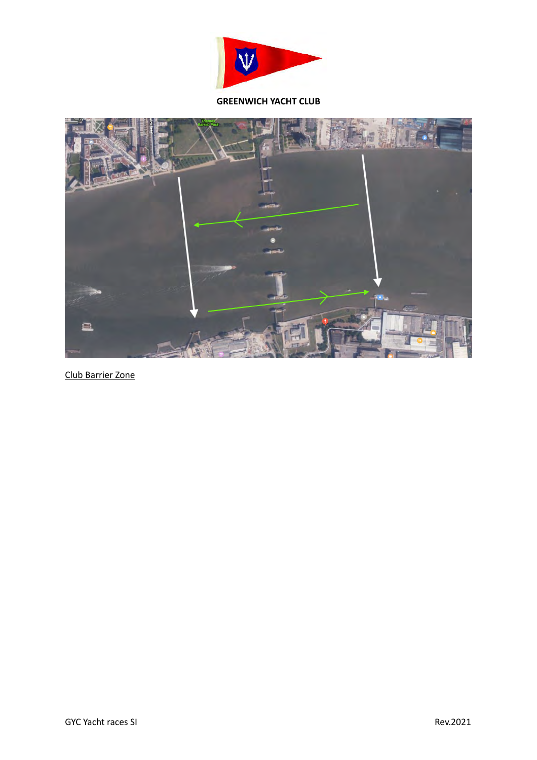**GREENWICH YACHT CLUB**

Club Barrier Zone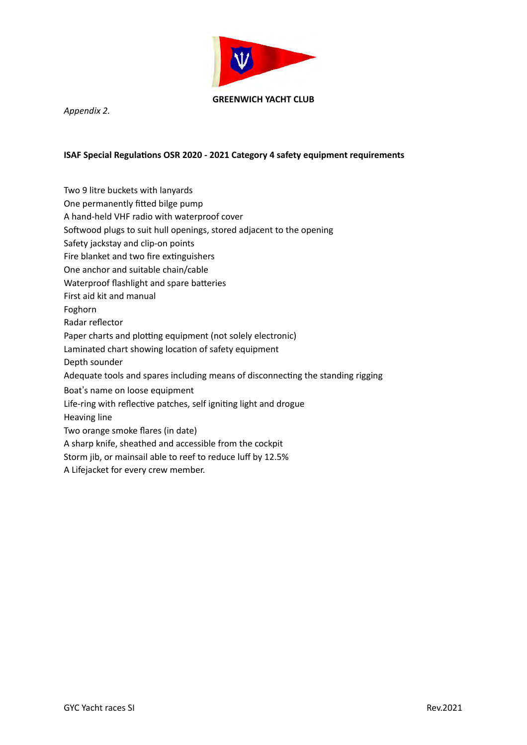**GREENWICH YACHT CLUB**

*Appendix 2.*

**ISAF Special Regulations OSR 2020 - 2021 Category 4 safety equipment requirements**

Two 9 litre buckets with lanyards
One permanently fitted bilge pump
A hand-held VHF radio with waterproof cover
Softwood plugs to suit hull openings, stored adjacent to the opening
Safety jackstay and clip-on points
Fire blanket and two fire extinguishers
One anchor and suitable chain/cable
Waterproof flashlight and spare batteries
First aid kit and manual
Foghorn
Radar reflector
Paper charts and plotting equipment (not solely electronic)
Laminated chart showing location of safety equipment
Depth sounder
Adequate tools and spares including means of disconnecting the standing rigging
Boat's name on loose equipment
Life-ring with reflective patches, self igniting light and drogue
Heaving line
Two orange smoke flares (in date)
A sharp knife, sheathed and accessible from the cockpit
Storm jib, or mainsail able to reef to reduce luff by 12.5%
A Lifejacket for every crew member.